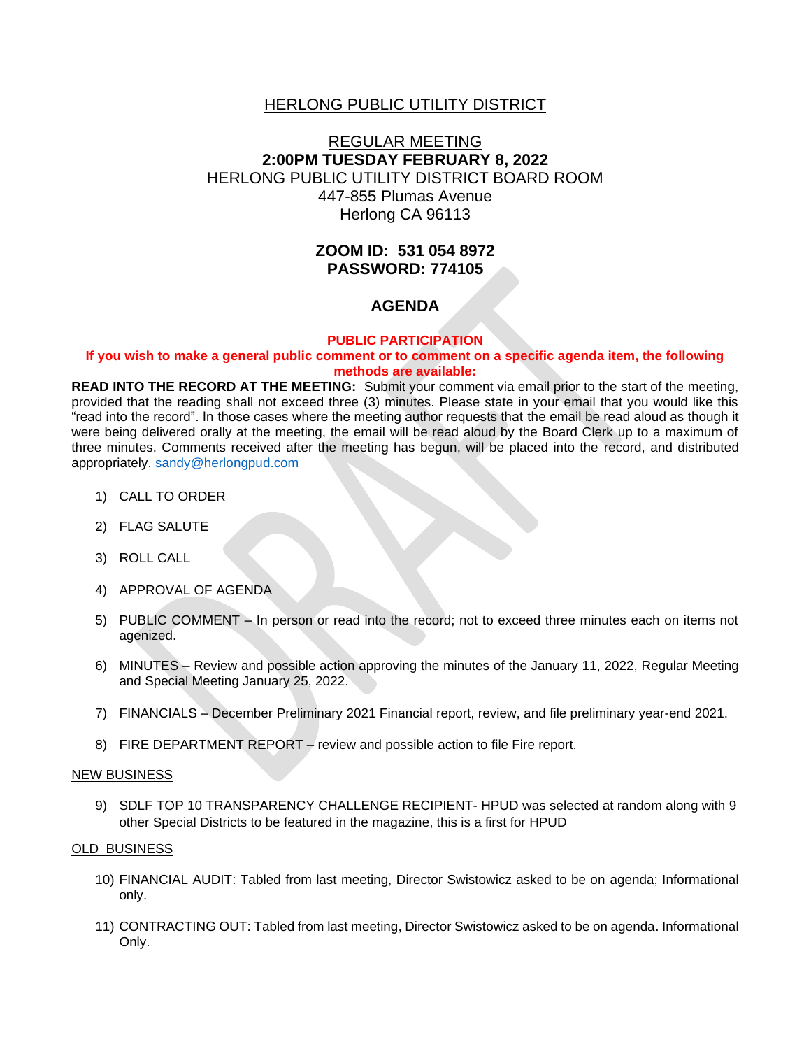# HERLONG PUBLIC UTILITY DISTRICT

## REGULAR MEETING

**2:00PM TUESDAY FEBRUARY 8, 2022**

HERLONG PUBLIC UTILITY DISTRICT BOARD ROOM
447-855 Plumas Avenue
Herlong CA 96113

**ZOOM ID: 531 054 8972**
**PASSWORD: 774105**

## AGENDA

**PUBLIC PARTICIPATION**

**If you wish to make a general public comment or to comment on a specific agenda item, the following methods are available:**

**READ INTO THE RECORD AT THE MEETING:** Submit your comment via email prior to the start of the meeting, provided that the reading shall not exceed three (3) minutes. Please state in your email that you would like this "read into the record". In those cases where the meeting author requests that the email be read aloud as though it were being delivered orally at the meeting, the email will be read aloud by the Board Clerk up to a maximum of three minutes. Comments received after the meeting has begun, will be placed into the record, and distributed appropriately. sandy@herlongpud.com

1) CALL TO ORDER

2) FLAG SALUTE

3) ROLL CALL

4) APPROVAL OF AGENDA

5) PUBLIC COMMENT – In person or read into the record; not to exceed three minutes each on items not agenized.

6) MINUTES – Review and possible action approving the minutes of the January 11, 2022, Regular Meeting and Special Meeting January 25, 2022.

7) FINANCIALS – December Preliminary 2021 Financial report, review, and file preliminary year-end 2021.

8) FIRE DEPARTMENT REPORT – review and possible action to file Fire report.

NEW BUSINESS

9) SDLF TOP 10 TRANSPARENCY CHALLENGE RECIPIENT- HPUD was selected at random along with 9 other Special Districts to be featured in the magazine, this is a first for HPUD

OLD BUSINESS

10) FINANCIAL AUDIT: Tabled from last meeting, Director Swistowicz asked to be on agenda; Informational only.

11) CONTRACTING OUT: Tabled from last meeting, Director Swistowicz asked to be on agenda. Informational Only.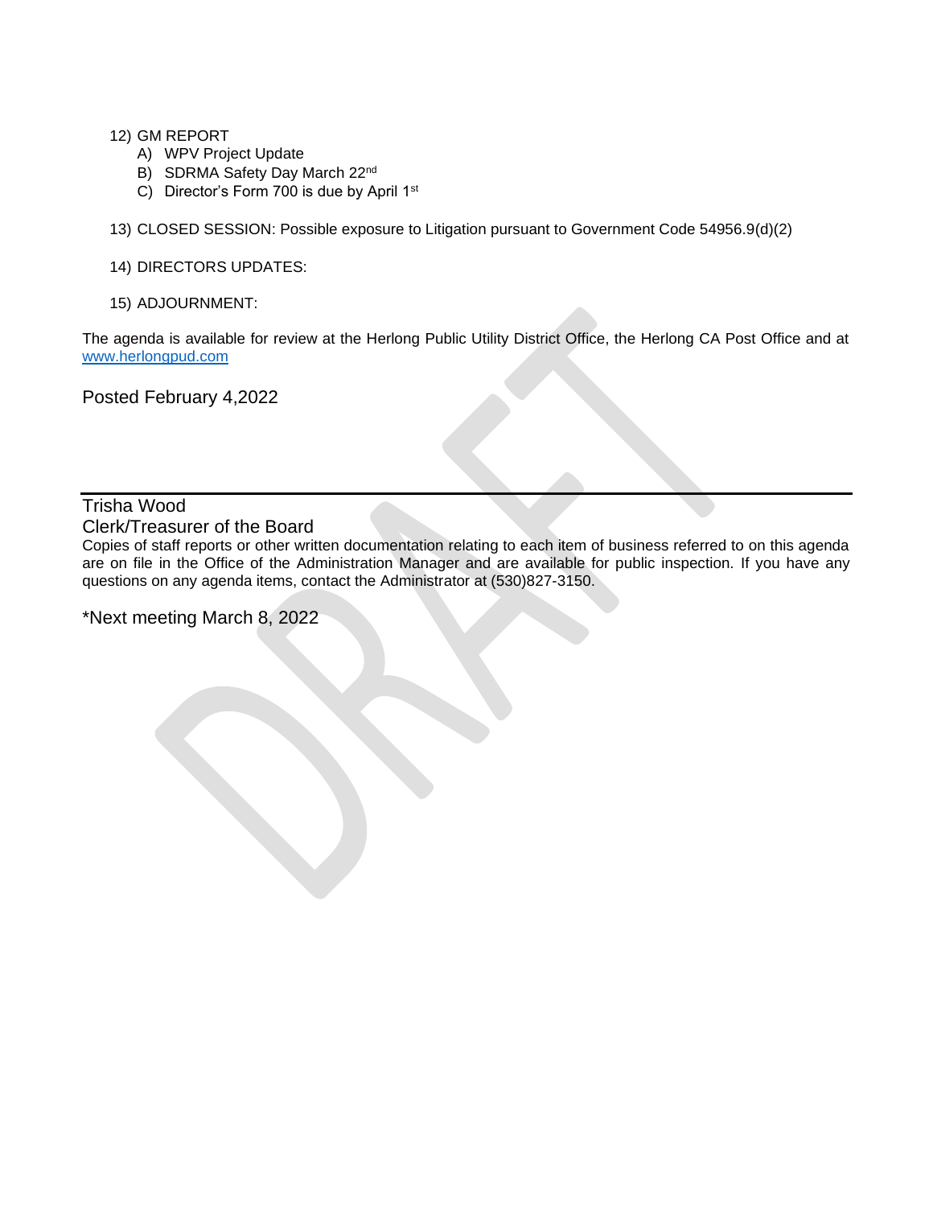12) GM REPORT
   A) WPV Project Update
   B) SDRMA Safety Day March 22nd
   C) Director's Form 700 is due by April 1st

13) CLOSED SESSION: Possible exposure to Litigation pursuant to Government Code 54956.9(d)(2)

14) DIRECTORS UPDATES:

15) ADJOURNMENT:

The agenda is available for review at the Herlong Public Utility District Office, the Herlong CA Post Office and at [www.herlongpud.com](http://www.herlongpud.com)

Posted February 4,2022

---

Trisha Wood
Clerk/Treasurer of the Board

Copies of staff reports or other written documentation relating to each item of business referred to on this agenda are on file in the Office of the Administration Manager and are available for public inspection. If you have any questions on any agenda items, contact the Administrator at (530)827-3150.

*Next meeting March 8, 2022